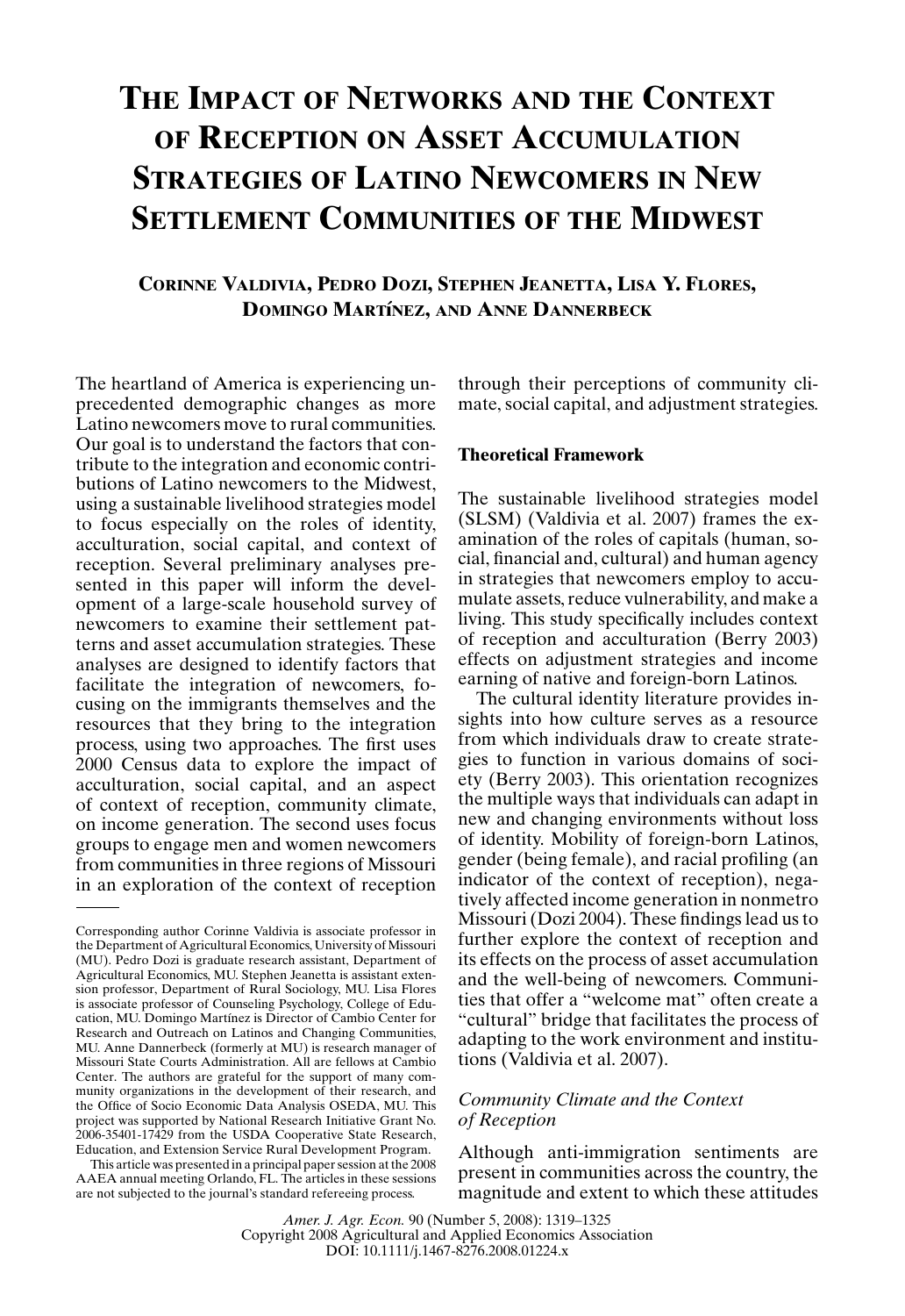# The Impact of Networks and the Context of Reception on Asset Accumulation Strategies of Latino Newcomers in New Settlement Communities of the Midwest

**Corinne Valdivia, Pedro Dozi, Stephen Jeanetta, Lisa Y. Flores, Domingo Martínez, and Anne Dannerbeck**

The heartland of America is experiencing unprecedented demographic changes as more Latino newcomers move to rural communities. Our goal is to understand the factors that contribute to the integration and economic contributions of Latino newcomers to the Midwest, using a sustainable livelihood strategies model to focus especially on the roles of identity, acculturation, social capital, and context of reception. Several preliminary analyses presented in this paper will inform the development of a large-scale household survey of newcomers to examine their settlement patterns and asset accumulation strategies. These analyses are designed to identify factors that facilitate the integration of newcomers, focusing on the immigrants themselves and the resources that they bring to the integration process, using two approaches. The first uses 2000 Census data to explore the impact of acculturation, social capital, and an aspect of context of reception, community climate, on income generation. The second uses focus groups to engage men and women newcomers from communities in three regions of Missouri in an exploration of the context of reception through their perceptions of community climate, social capital, and adjustment strategies.

## Theoretical Framework

The sustainable livelihood strategies model (SLSM) (Valdivia et al. 2007) frames the examination of the roles of capitals (human, social, financial and, cultural) and human agency in strategies that newcomers employ to accumulate assets, reduce vulnerability, and make a living. This study specifically includes context of reception and acculturation (Berry 2003) effects on adjustment strategies and income earning of native and foreign-born Latinos.

The cultural identity literature provides insights into how culture serves as a resource from which individuals draw to create strategies to function in various domains of society (Berry 2003). This orientation recognizes the multiple ways that individuals can adapt in new and changing environments without loss of identity. Mobility of foreign-born Latinos, gender (being female), and racial profiling (an indicator of the context of reception), negatively affected income generation in nonmetro Missouri (Dozi 2004). These findings lead us to further explore the context of reception and its effects on the process of asset accumulation and the well-being of newcomers. Communities that offer a "welcome mat" often create a "cultural" bridge that facilitates the process of adapting to the work environment and institutions (Valdivia et al. 2007).

### *Community Climate and the Context of Reception*

Although anti-immigration sentiments are present in communities across the country, the magnitude and extent to which these attitudes

---

Corresponding author Corinne Valdivia is associate professor in the Department of Agricultural Economics, University of Missouri (MU). Pedro Dozi is graduate research assistant, Department of Agricultural Economics, MU. Stephen Jeanetta is assistant extension professor, Department of Rural Sociology, MU. Lisa Flores is associate professor of Counseling Psychology, College of Education, MU. Domingo Martínez is Director of Cambio Center for Research and Outreach on Latinos and Changing Communities, MU. Anne Dannerbeck (formerly at MU) is research manager of Missouri State Courts Administration. All are fellows at Cambio Center. The authors are grateful for the support of many community organizations in the development of their research, and the Office of Socio Economic Data Analysis OSEDA, MU. This project was supported by National Research Initiative Grant No. 2006-35401-17429 from the USDA Cooperative State Research, Education, and Extension Service Rural Development Program.

This article was presented in a principal paper session at the 2008 AAEA annual meeting Orlando, FL. The articles in these sessions are not subjected to the journal's standard refereeing process.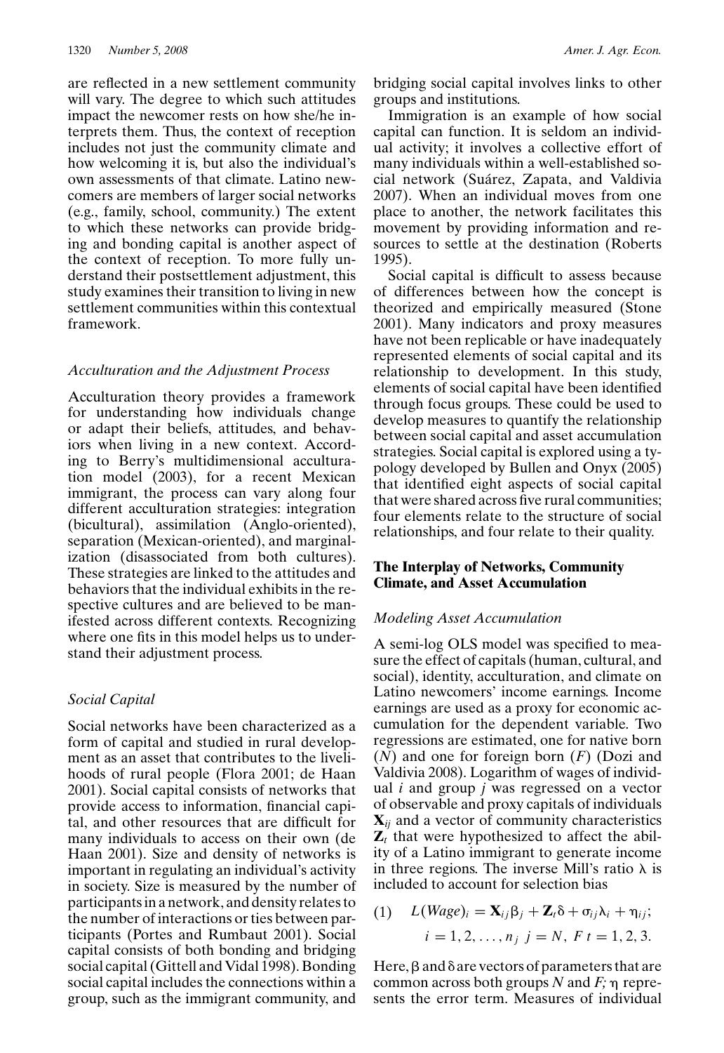are reflected in a new settlement community will vary. The degree to which such attitudes impact the newcomer rests on how she/he interprets them. Thus, the context of reception includes not just the community climate and how welcoming it is, but also the individual's own assessments of that climate. Latino newcomers are members of larger social networks (e.g., family, school, community.) The extent to which these networks can provide bridging and bonding capital is another aspect of the context of reception. To more fully understand their postsettlement adjustment, this study examines their transition to living in new settlement communities within this contextual framework.

### *Acculturation and the Adjustment Process*

Acculturation theory provides a framework for understanding how individuals change or adapt their beliefs, attitudes, and behaviors when living in a new context. According to Berry's multidimensional acculturation model (2003), for a recent Mexican immigrant, the process can vary along four different acculturation strategies: integration (bicultural), assimilation (Anglo-oriented), separation (Mexican-oriented), and marginalization (disassociated from both cultures). These strategies are linked to the attitudes and behaviors that the individual exhibits in the respective cultures and are believed to be manifested across different contexts. Recognizing where one fits in this model helps us to understand their adjustment process.

### *Social Capital*

Social networks have been characterized as a form of capital and studied in rural development as an asset that contributes to the livelihoods of rural people (Flora 2001; de Haan 2001). Social capital consists of networks that provide access to information, financial capital, and other resources that are difficult for many individuals to access on their own (de Haan 2001). Size and density of networks is important in regulating an individual's activity in society. Size is measured by the number of participants in a network, and density relates to the number of interactions or ties between participants (Portes and Rumbaut 2001). Social capital consists of both bonding and bridging social capital (Gittell and Vidal 1998). Bonding social capital includes the connections within a group, such as the immigrant community, and bridging social capital involves links to other groups and institutions.

Immigration is an example of how social capital can function. It is seldom an individual activity; it involves a collective effort of many individuals within a well-established social network (Suárez, Zapata, and Valdivia 2007). When an individual moves from one place to another, the network facilitates this movement by providing information and resources to settle at the destination (Roberts 1995).

Social capital is difficult to assess because of differences between how the concept is theorized and empirically measured (Stone 2001). Many indicators and proxy measures have not been replicable or have inadequately represented elements of social capital and its relationship to development. In this study, elements of social capital have been identified through focus groups. These could be used to develop measures to quantify the relationship between social capital and asset accumulation strategies. Social capital is explored using a typology developed by Bullen and Onyx (2005) that identified eight aspects of social capital that were shared across five rural communities; four elements relate to the structure of social relationships, and four relate to their quality.

## The Interplay of Networks, Community Climate, and Asset Accumulation

### *Modeling Asset Accumulation*

A semi-log OLS model was specified to measure the effect of capitals (human, cultural, and social), identity, acculturation, and climate on Latino newcomers' income earnings. Income earnings are used as a proxy for economic accumulation for the dependent variable. Two regressions are estimated, one for native born ($N$) and one for foreign born ($F$) (Dozi and Valdivia 2008). Logarithm of wages of individual $i$ and group $j$ was regressed on a vector of observable and proxy capitals of individuals $\mathbf{X}_{ij}$ and a vector of community characteristics $\mathbf{Z}_t$ that were hypothesized to affect the ability of a Latino immigrant to generate income in three regions. The inverse Mill's ratio $\lambda$ is included to account for selection bias

$$(1) \quad L(Wage)_i = \mathbf{X}_{ij}\beta_j + \mathbf{Z}_t\delta + \sigma_{ij}\lambda_i + \eta_{ij};$$
$$i = 1, 2, \ldots, n_j \;\; j = N, \; F \; t = 1, 2, 3.$$

Here, $\beta$ and $\delta$ are vectors of parameters that are common across both groups $N$ and $F$; $\eta$ represents the error term. Measures of individual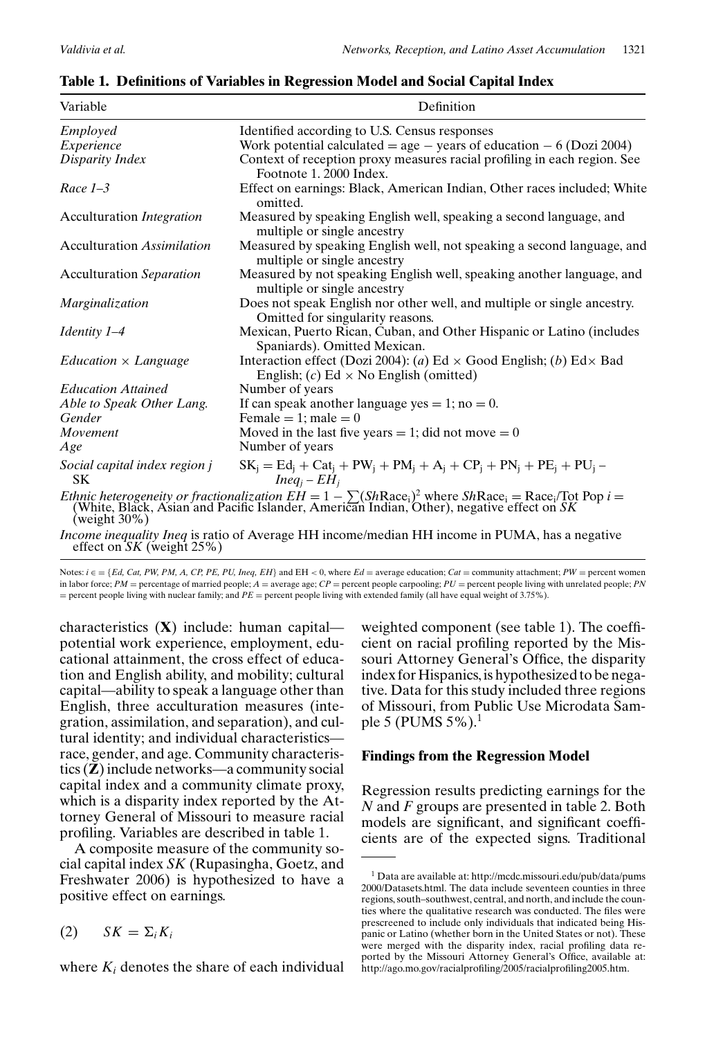**Table 1. Definitions of Variables in Regression Model and Social Capital Index**

| Variable | Definition |
|---|---|
| *Employed* | Identified according to U.S. Census responses |
| *Experience* | Work potential calculated = age − years of education − 6 (Dozi 2004) |
| *Disparity Index* | Context of reception proxy measures racial profiling in each region. See Footnote 1. 2000 Index. |
| *Race 1–3* | Effect on earnings: Black, American Indian, Other races included; White omitted. |
| Acculturation *Integration* | Measured by speaking English well, speaking a second language, and multiple or single ancestry |
| Acculturation *Assimilation* | Measured by speaking English well, not speaking a second language, and multiple or single ancestry |
| Acculturation *Separation* | Measured by not speaking English well, speaking another language, and multiple or single ancestry |
| *Marginalization* | Does not speak English nor other well, and multiple or single ancestry. Omitted for singularity reasons. |
| *Identity 1–4* | Mexican, Puerto Rican, Cuban, and Other Hispanic or Latino (includes Spaniards). Omitted Mexican. |
| *Education × Language* | Interaction effect (Dozi 2004): (*a*) Ed × Good English; (*b*) Ed× Bad English; (*c*) Ed × No English (omitted) |
| *Education Attained* | Number of years |
| *Able to Speak Other Lang.* | If can speak another language yes = 1; no = 0. |
| *Gender* | Female = 1; male = 0 |
| *Movement* | Moved in the last five years = 1; did not move = 0 |
| *Age* | Number of years |
| *Social capital index region j* SK | $SK_j = Ed_j + Cat_j + PW_j + PM_j + A_j + CP_j + PN_j + PE_j + PU_j - Ineq_j - EH_j$ |

*Ethnic heterogeneity or fractionalization* $EH = 1 - \sum (Sh\text{Race}_i)^2$ where $Sh\text{Race}_i = \text{Race}_i/\text{Tot Pop}$ $i$ = (White, Black, Asian and Pacific Islander, American Indian, Other), negative effect on *SK* (weight 30%)

*Income inequality Ineq* is ratio of Average HH income/median HH income in PUMA, has a negative effect on *SK* (weight 25%)

Notes: $i \in$ = {*Ed, Cat, PW, PM, A, CP, PE, PU, Ineq, EH*} and EH < 0, where *Ed* = average education; *Cat* = community attachment; *PW* = percent women in labor force; *PM* = percentage of married people; *A* = average age; *CP* = percent people carpooling; *PU* = percent people living with unrelated people; *PN* = percent people living with nuclear family; and *PE* = percent people living with extended family (all have equal weight of 3.75%).

characteristics (**X**) include: human capital—potential work experience, employment, educational attainment, the cross effect of education and English ability, and mobility; cultural capital—ability to speak a language other than English, three acculturation measures (integration, assimilation, and separation), and cultural identity; and individual characteristics—race, gender, and age. Community characteristics (**Z**) include networks—a community social capital index and a community climate proxy, which is a disparity index reported by the Attorney General of Missouri to measure racial profiling. Variables are described in table 1.

A composite measure of the community social capital index *SK* (Rupasingha, Goetz, and Freshwater 2006) is hypothesized to have a positive effect on earnings.

$$(2) \qquad SK = \Sigma_i K_i$$

where $K_i$ denotes the share of each individual weighted component (see table 1). The coefficient on racial profiling reported by the Missouri Attorney General's Office, the disparity index for Hispanics, is hypothesized to be negative. Data for this study included three regions of Missouri, from Public Use Microdata Sample 5 (PUMS 5%).[1]

## Findings from the Regression Model

Regression results predicting earnings for the *N* and *F* groups are presented in table 2. Both models are significant, and significant coefficients are of the expected signs. Traditional

[1] Data are available at: http://mcdc.missouri.edu/pub/data/pums2000/Datasets.html. The data include seventeen counties in three regions, south–southwest, central, and north, and include the counties where the qualitative research was conducted. The files were prescreened to include only individuals that indicated being Hispanic or Latino (whether born in the United States or not). These were merged with the disparity index, racial profiling data reported by the Missouri Attorney General's Office, available at: http://ago.mo.gov/racialprofiling/2005/racialprofiling2005.htm.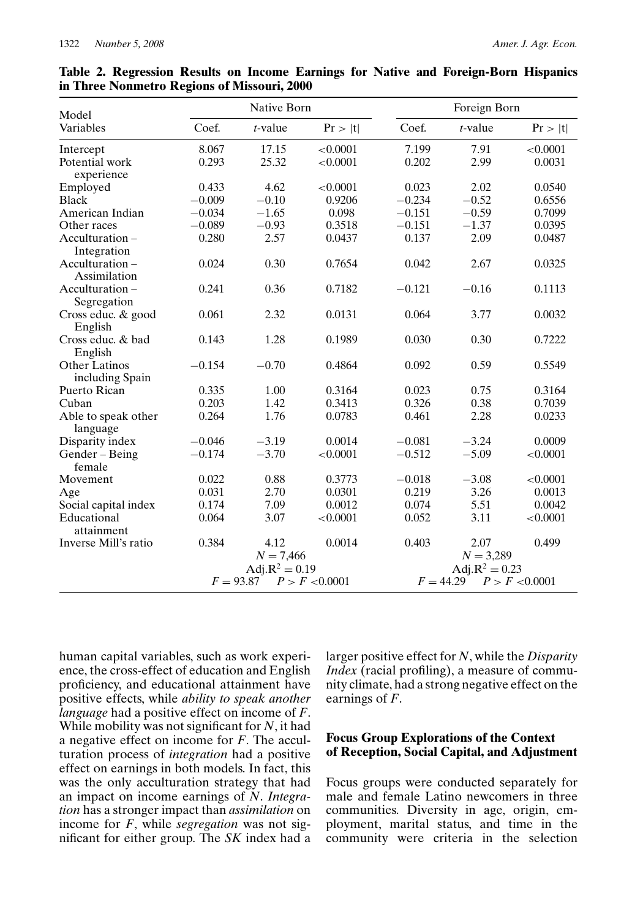**Table 2. Regression Results on Income Earnings for Native and Foreign-Born Hispanics in Three Nonmetro Regions of Missouri, 2000**

| Model Variables | Native Born | | | Foreign Born | | |
|---|---|---|---|---|---|---|
| | Coef. | *t*-value | Pr > \|t\| | Coef. | *t*-value | Pr > \|t\| |
| Intercept | 8.067 | 17.15 | <0.0001 | 7.199 | 7.91 | <0.0001 |
| Potential work experience | 0.293 | 25.32 | <0.0001 | 0.202 | 2.99 | 0.0031 |
| Employed | 0.433 | 4.62 | <0.0001 | 0.023 | 2.02 | 0.0540 |
| Black | −0.009 | −0.10 | 0.9206 | −0.234 | −0.52 | 0.6556 |
| American Indian | −0.034 | −1.65 | 0.098 | −0.151 | −0.59 | 0.7099 |
| Other races | −0.089 | −0.93 | 0.3518 | −0.151 | −1.37 | 0.0395 |
| Acculturation – Integration | 0.280 | 2.57 | 0.0437 | 0.137 | 2.09 | 0.0487 |
| Acculturation – Assimilation | 0.024 | 0.30 | 0.7654 | 0.042 | 2.67 | 0.0325 |
| Acculturation – Segregation | 0.241 | 0.36 | 0.7182 | −0.121 | −0.16 | 0.1113 |
| Cross educ. & good English | 0.061 | 2.32 | 0.0131 | 0.064 | 3.77 | 0.0032 |
| Cross educ. & bad English | 0.143 | 1.28 | 0.1989 | 0.030 | 0.30 | 0.7222 |
| Other Latinos including Spain | −0.154 | −0.70 | 0.4864 | 0.092 | 0.59 | 0.5549 |
| Puerto Rican | 0.335 | 1.00 | 0.3164 | 0.023 | 0.75 | 0.3164 |
| Cuban | 0.203 | 1.42 | 0.3413 | 0.326 | 0.38 | 0.7039 |
| Able to speak other language | 0.264 | 1.76 | 0.0783 | 0.461 | 2.28 | 0.0233 |
| Disparity index | −0.046 | −3.19 | 0.0014 | −0.081 | −3.24 | 0.0009 |
| Gender – Being female | −0.174 | −3.70 | <0.0001 | −0.512 | −5.09 | <0.0001 |
| Movement | 0.022 | 0.88 | 0.3773 | −0.018 | −3.08 | <0.0001 |
| Age | 0.031 | 2.70 | 0.0301 | 0.219 | 3.26 | 0.0013 |
| Social capital index | 0.174 | 7.09 | 0.0012 | 0.074 | 5.51 | 0.0042 |
| Educational attainment | 0.064 | 3.07 | <0.0001 | 0.052 | 3.11 | <0.0001 |
| Inverse Mill's ratio | 0.384 | 4.12 | 0.0014 | 0.403 | 2.07 | 0.499 |
| | $N = 7{,}466$ | | | $N = 3{,}289$ | | |
| | Adj.$R^2 = 0.19$ | | | Adj.$R^2 = 0.23$ | | |
| | $F = 93.87$ $P > F < 0.0001$ | | | $F = 44.29$ $P > F < 0.0001$ | | |

human capital variables, such as work experience, the cross-effect of education and English proficiency, and educational attainment have positive effects, while *ability to speak another language* had a positive effect on income of *F*. While mobility was not significant for *N*, it had a negative effect on income for *F*. The acculturation process of *integration* had a positive effect on earnings in both models. In fact, this was the only acculturation strategy that had an impact on income earnings of *N*. *Integration* has a stronger impact than *assimilation* on income for *F*, while *segregation* was not significant for either group. The *SK* index had a larger positive effect for *N*, while the *Disparity Index* (racial profiling), a measure of community climate, had a strong negative effect on the earnings of *F*.

### Focus Group Explorations of the Context of Reception, Social Capital, and Adjustment

Focus groups were conducted separately for male and female Latino newcomers in three communities. Diversity in age, origin, employment, marital status, and time in the community were criteria in the selection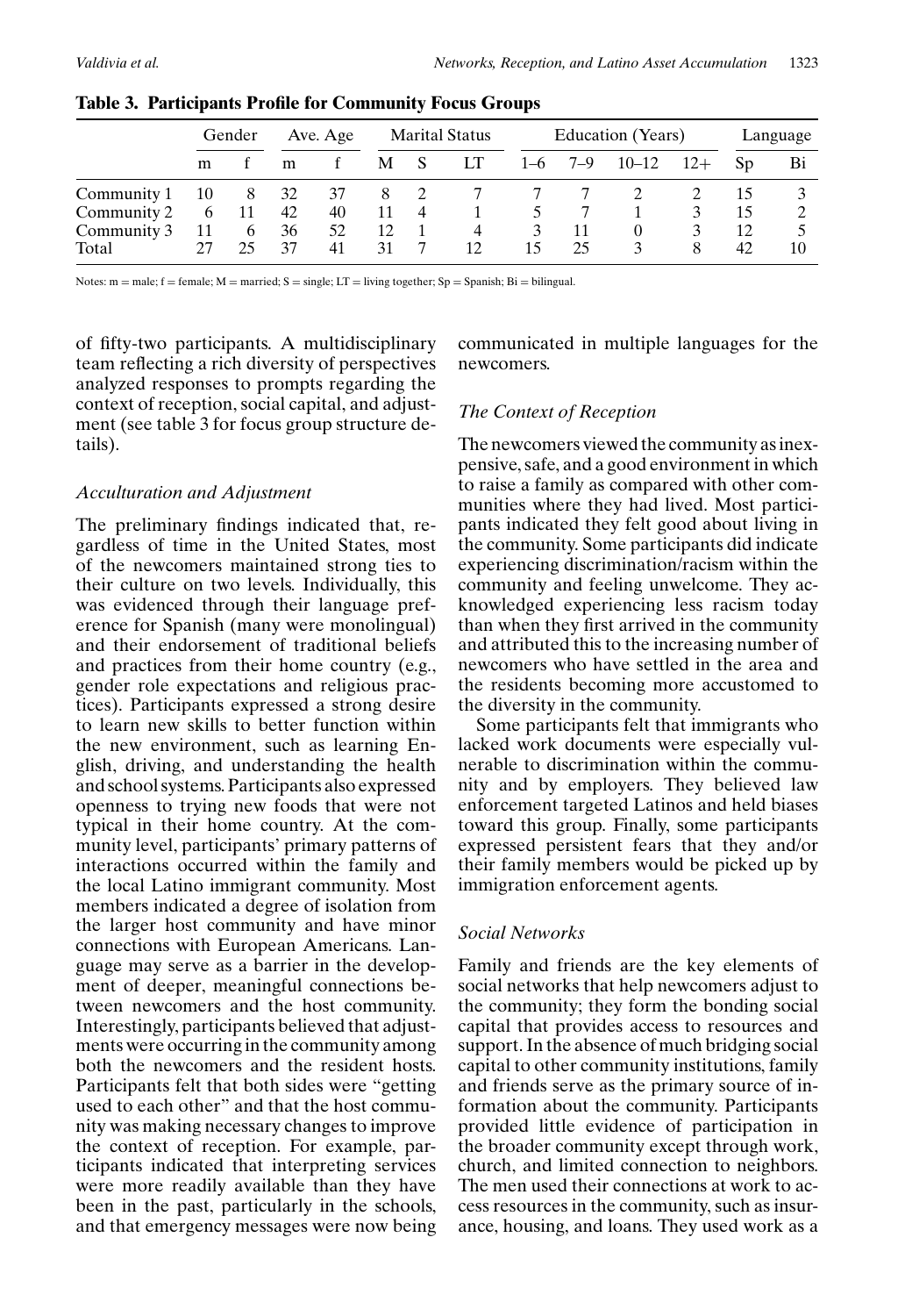**Table 3. Participants Profile for Community Focus Groups**

| | Gender | | Ave. Age | | Marital Status | | | Education (Years) | | | | Language | |
|---|---|---|---|---|---|---|---|---|---|---|---|---|---|
| | m | f | m | f | M | S | LT | 1–6 | 7–9 | 10–12 | 12+ | Sp | Bi |
| Community 1 | 10 | 8 | 32 | 37 | 8 | 2 | 7 | 7 | 7 | 2 | 2 | 15 | 3 |
| Community 2 | 6 | 11 | 42 | 40 | 11 | 4 | 1 | 5 | 7 | 1 | 3 | 15 | 2 |
| Community 3 | 11 | 6 | 36 | 52 | 12 | 1 | 4 | 3 | 11 | 0 | 3 | 12 | 5 |
| Total | 27 | 25 | 37 | 41 | 31 | 7 | 12 | 15 | 25 | 3 | 8 | 42 | 10 |

Notes: m = male; f = female; M = married; S = single; LT = living together; Sp = Spanish; Bi = bilingual.

of fifty-two participants. A multidisciplinary team reflecting a rich diversity of perspectives analyzed responses to prompts regarding the context of reception, social capital, and adjustment (see table 3 for focus group structure details).

### *Acculturation and Adjustment*

The preliminary findings indicated that, regardless of time in the United States, most of the newcomers maintained strong ties to their culture on two levels. Individually, this was evidenced through their language preference for Spanish (many were monolingual) and their endorsement of traditional beliefs and practices from their home country (e.g., gender role expectations and religious practices). Participants expressed a strong desire to learn new skills to better function within the new environment, such as learning English, driving, and understanding the health and school systems. Participants also expressed openness to trying new foods that were not typical in their home country. At the community level, participants' primary patterns of interactions occurred within the family and the local Latino immigrant community. Most members indicated a degree of isolation from the larger host community and have minor connections with European Americans. Language may serve as a barrier in the development of deeper, meaningful connections between newcomers and the host community. Interestingly, participants believed that adjustments were occurring in the community among both the newcomers and the resident hosts. Participants felt that both sides were "getting used to each other" and that the host community was making necessary changes to improve the context of reception. For example, participants indicated that interpreting services were more readily available than they have been in the past, particularly in the schools, and that emergency messages were now being communicated in multiple languages for the newcomers.

### *The Context of Reception*

The newcomers viewed the community as inexpensive, safe, and a good environment in which to raise a family as compared with other communities where they had lived. Most participants indicated they felt good about living in the community. Some participants did indicate experiencing discrimination/racism within the community and feeling unwelcome. They acknowledged experiencing less racism today than when they first arrived in the community and attributed this to the increasing number of newcomers who have settled in the area and the residents becoming more accustomed to the diversity in the community.

Some participants felt that immigrants who lacked work documents were especially vulnerable to discrimination within the community and by employers. They believed law enforcement targeted Latinos and held biases toward this group. Finally, some participants expressed persistent fears that they and/or their family members would be picked up by immigration enforcement agents.

### *Social Networks*

Family and friends are the key elements of social networks that help newcomers adjust to the community; they form the bonding social capital that provides access to resources and support. In the absence of much bridging social capital to other community institutions, family and friends serve as the primary source of information about the community. Participants provided little evidence of participation in the broader community except through work, church, and limited connection to neighbors. The men used their connections at work to access resources in the community, such as insurance, housing, and loans. They used work as a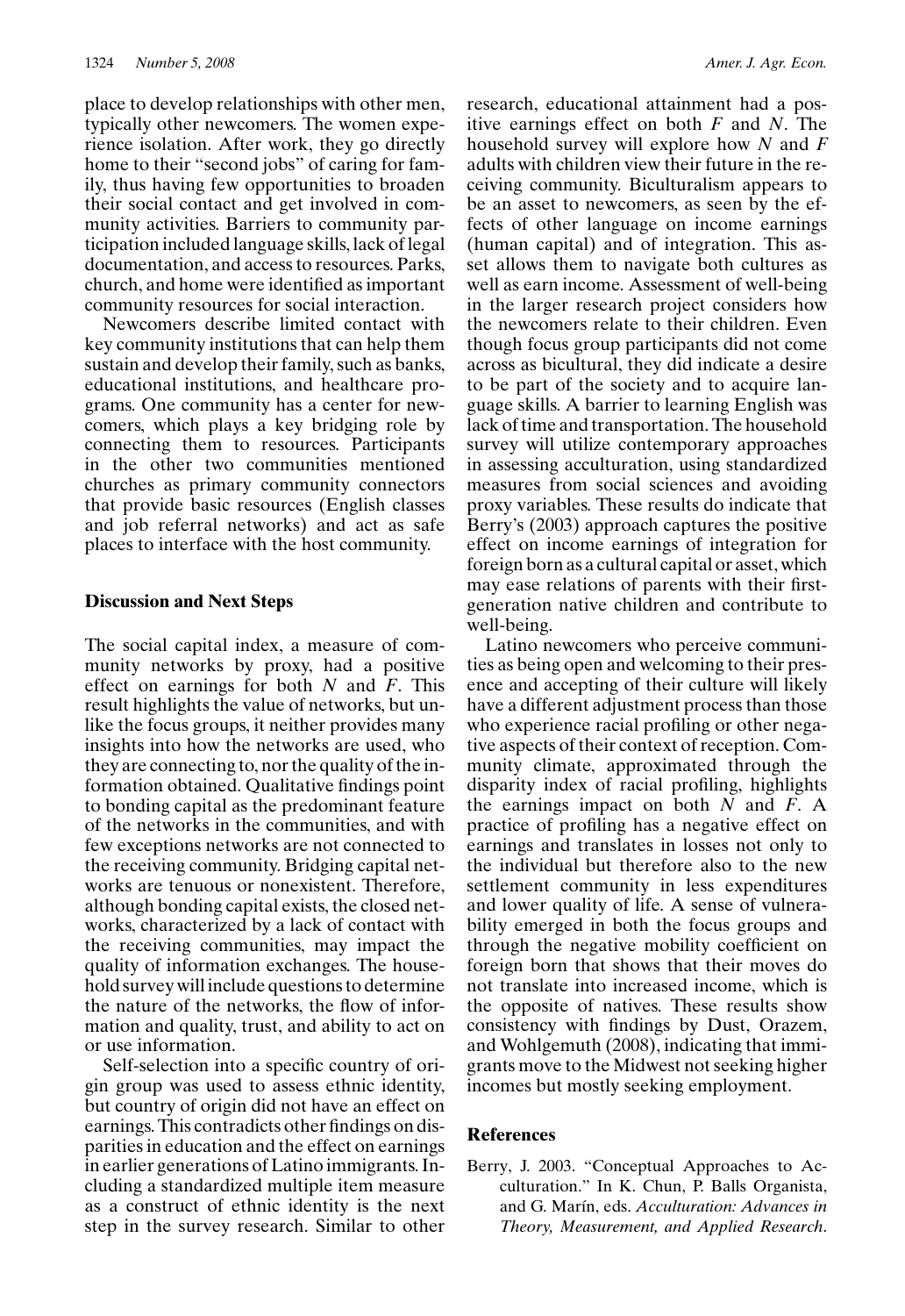place to develop relationships with other men, typically other newcomers. The women experience isolation. After work, they go directly home to their "second jobs" of caring for family, thus having few opportunities to broaden their social contact and get involved in community activities. Barriers to community participation included language skills, lack of legal documentation, and access to resources. Parks, church, and home were identified as important community resources for social interaction.

Newcomers describe limited contact with key community institutions that can help them sustain and develop their family, such as banks, educational institutions, and healthcare programs. One community has a center for newcomers, which plays a key bridging role by connecting them to resources. Participants in the other two communities mentioned churches as primary community connectors that provide basic resources (English classes and job referral networks) and act as safe places to interface with the host community.

## Discussion and Next Steps

The social capital index, a measure of community networks by proxy, had a positive effect on earnings for both $N$ and $F$. This result highlights the value of networks, but unlike the focus groups, it neither provides many insights into how the networks are used, who they are connecting to, nor the quality of the information obtained. Qualitative findings point to bonding capital as the predominant feature of the networks in the communities, and with few exceptions networks are not connected to the receiving community. Bridging capital networks are tenuous or nonexistent. Therefore, although bonding capital exists, the closed networks, characterized by a lack of contact with the receiving communities, may impact the quality of information exchanges. The household survey will include questions to determine the nature of the networks, the flow of information and quality, trust, and ability to act on or use information.

Self-selection into a specific country of origin group was used to assess ethnic identity, but country of origin did not have an effect on earnings. This contradicts other findings on disparities in education and the effect on earnings in earlier generations of Latino immigrants. Including a standardized multiple item measure as a construct of ethnic identity is the next step in the survey research. Similar to other research, educational attainment had a positive earnings effect on both $F$ and $N$. The household survey will explore how $N$ and $F$ adults with children view their future in the receiving community. Biculturalism appears to be an asset to newcomers, as seen by the effects of other language on income earnings (human capital) and of integration. This asset allows them to navigate both cultures as well as earn income. Assessment of well-being in the larger research project considers how the newcomers relate to their children. Even though focus group participants did not come across as bicultural, they did indicate a desire to be part of the society and to acquire language skills. A barrier to learning English was lack of time and transportation. The household survey will utilize contemporary approaches in assessing acculturation, using standardized measures from social sciences and avoiding proxy variables. These results do indicate that Berry's (2003) approach captures the positive effect on income earnings of integration for foreign born as a cultural capital or asset, which may ease relations of parents with their first-generation native children and contribute to well-being.

Latino newcomers who perceive communities as being open and welcoming to their presence and accepting of their culture will likely have a different adjustment process than those who experience racial profiling or other negative aspects of their context of reception. Community climate, approximated through the disparity index of racial profiling, highlights the earnings impact on both $N$ and $F$. A practice of profiling has a negative effect on earnings and translates in losses not only to the individual but therefore also to the new settlement community in less expenditures and lower quality of life. A sense of vulnerability emerged in both the focus groups and through the negative mobility coefficient on foreign born that shows that their moves do not translate into increased income, which is the opposite of natives. These results show consistency with findings by Dust, Orazem, and Wohlgemuth (2008), indicating that immigrants move to the Midwest not seeking higher incomes but mostly seeking employment.

## References

Berry, J. 2003. "Conceptual Approaches to Acculturation." In K. Chun, P. Balls Organista, and G. Marín, eds. *Acculturation: Advances in Theory, Measurement, and Applied Research*.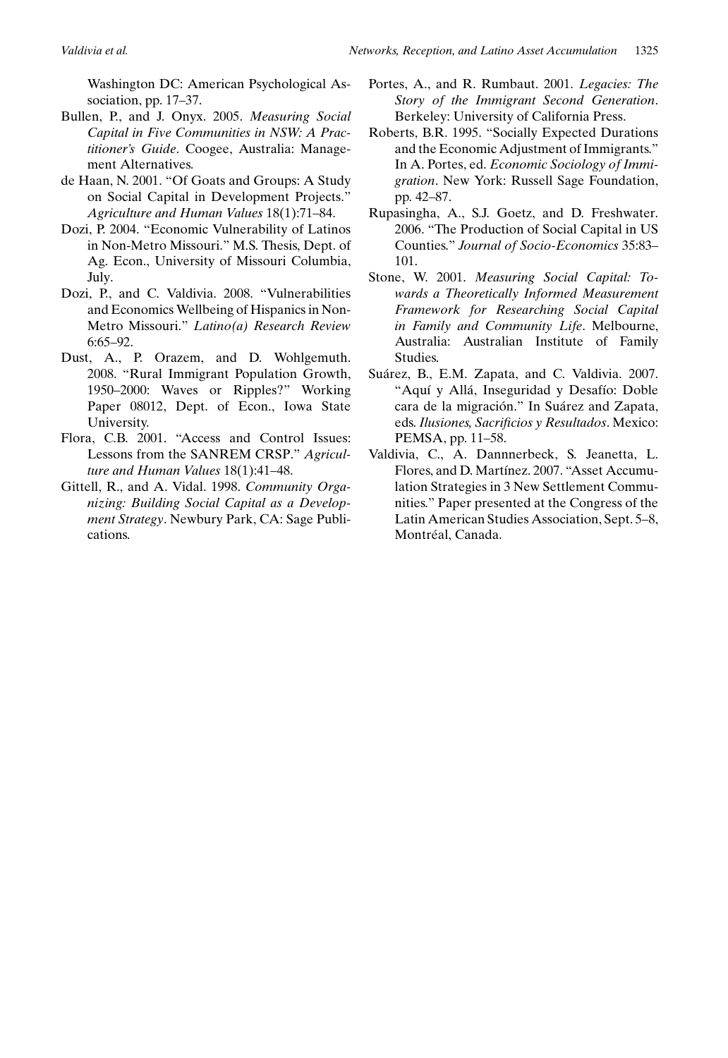Washington DC: American Psychological Association, pp. 17–37.

Bullen, P., and J. Onyx. 2005. *Measuring Social Capital in Five Communities in NSW: A Practitioner's Guide*. Coogee, Australia: Management Alternatives.

de Haan, N. 2001. "Of Goats and Groups: A Study on Social Capital in Development Projects." *Agriculture and Human Values* 18(1):71–84.

Dozi, P. 2004. "Economic Vulnerability of Latinos in Non-Metro Missouri." M.S. Thesis, Dept. of Ag. Econ., University of Missouri Columbia, July.

Dozi, P., and C. Valdivia. 2008. "Vulnerabilities and Economics Wellbeing of Hispanics in Non-Metro Missouri." *Latino(a) Research Review* 6:65–92.

Dust, A., P. Orazem, and D. Wohlgemuth. 2008. "Rural Immigrant Population Growth, 1950–2000: Waves or Ripples?" Working Paper 08012, Dept. of Econ., Iowa State University.

Flora, C.B. 2001. "Access and Control Issues: Lessons from the SANREM CRSP." *Agriculture and Human Values* 18(1):41–48.

Gittell, R., and A. Vidal. 1998. *Community Organizing: Building Social Capital as a Development Strategy*. Newbury Park, CA: Sage Publications.

Portes, A., and R. Rumbaut. 2001. *Legacies: The Story of the Immigrant Second Generation*. Berkeley: University of California Press.

Roberts, B.R. 1995. "Socially Expected Durations and the Economic Adjustment of Immigrants." In A. Portes, ed. *Economic Sociology of Immigration*. New York: Russell Sage Foundation, pp. 42–87.

Rupasingha, A., S.J. Goetz, and D. Freshwater. 2006. "The Production of Social Capital in US Counties." *Journal of Socio-Economics* 35:83–101.

Stone, W. 2001. *Measuring Social Capital: Towards a Theoretically Informed Measurement Framework for Researching Social Capital in Family and Community Life*. Melbourne, Australia: Australian Institute of Family Studies.

Suárez, B., E.M. Zapata, and C. Valdivia. 2007. "Aquí y Allá, Inseguridad y Desafío: Doble cara de la migración." In Suárez and Zapata, eds. *Ilusiones, Sacrificios y Resultados*. Mexico: PEMSA, pp. 11–58.

Valdivia, C., A. Dannnerbeck, S. Jeanetta, L. Flores, and D. Martínez. 2007. "Asset Accumulation Strategies in 3 New Settlement Communities." Paper presented at the Congress of the Latin American Studies Association, Sept. 5–8, Montréal, Canada.